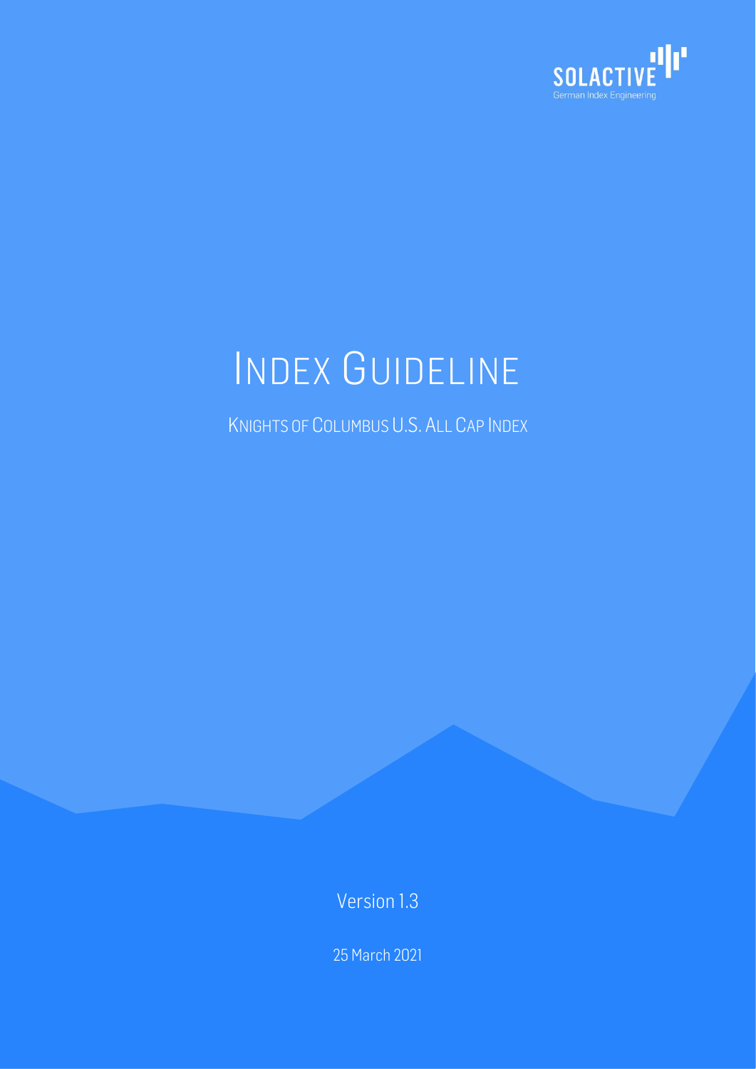SOLACTIVE

German Index Engineering

# INDEX GUIDELINE

## KNIGHTS OF COLUMBUS U.S. ALL CAP INDEX

Version 1.3

25 March 2021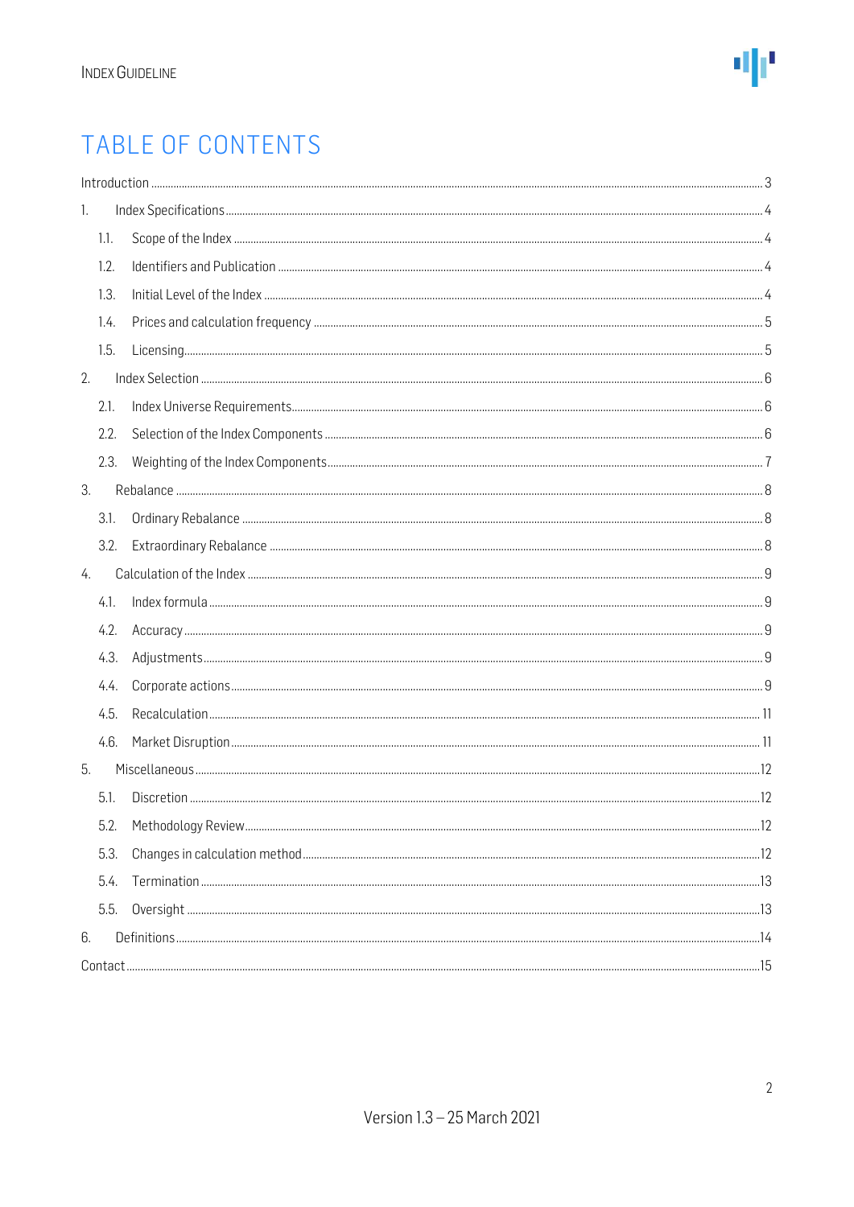# TABLE OF CONTENTS

Introduction ..... 3

1. Index Specifications ..... 4
   - 1.1. Scope of the Index ..... 4
   - 1.2. Identifiers and Publication ..... 4
   - 1.3. Initial Level of the Index ..... 4
   - 1.4. Prices and calculation frequency ..... 5
   - 1.5. Licensing ..... 5
2. Index Selection ..... 6
   - 2.1. Index Universe Requirements ..... 6
   - 2.2. Selection of the Index Components ..... 6
   - 2.3. Weighting of the Index Components ..... 7
3. Rebalance ..... 8
   - 3.1. Ordinary Rebalance ..... 8
   - 3.2. Extraordinary Rebalance ..... 8
4. Calculation of the Index ..... 9
   - 4.1. Index formula ..... 9
   - 4.2. Accuracy ..... 9
   - 4.3. Adjustments ..... 9
   - 4.4. Corporate actions ..... 9
   - 4.5. Recalculation ..... 11
   - 4.6. Market Disruption ..... 11
5. Miscellaneous ..... 12
   - 5.1. Discretion ..... 12
   - 5.2. Methodology Review ..... 12
   - 5.3. Changes in calculation method ..... 12
   - 5.4. Termination ..... 13
   - 5.5. Oversight ..... 13
6. Definitions ..... 14

Contact ..... 15

Version 1.3 – 25 March 2021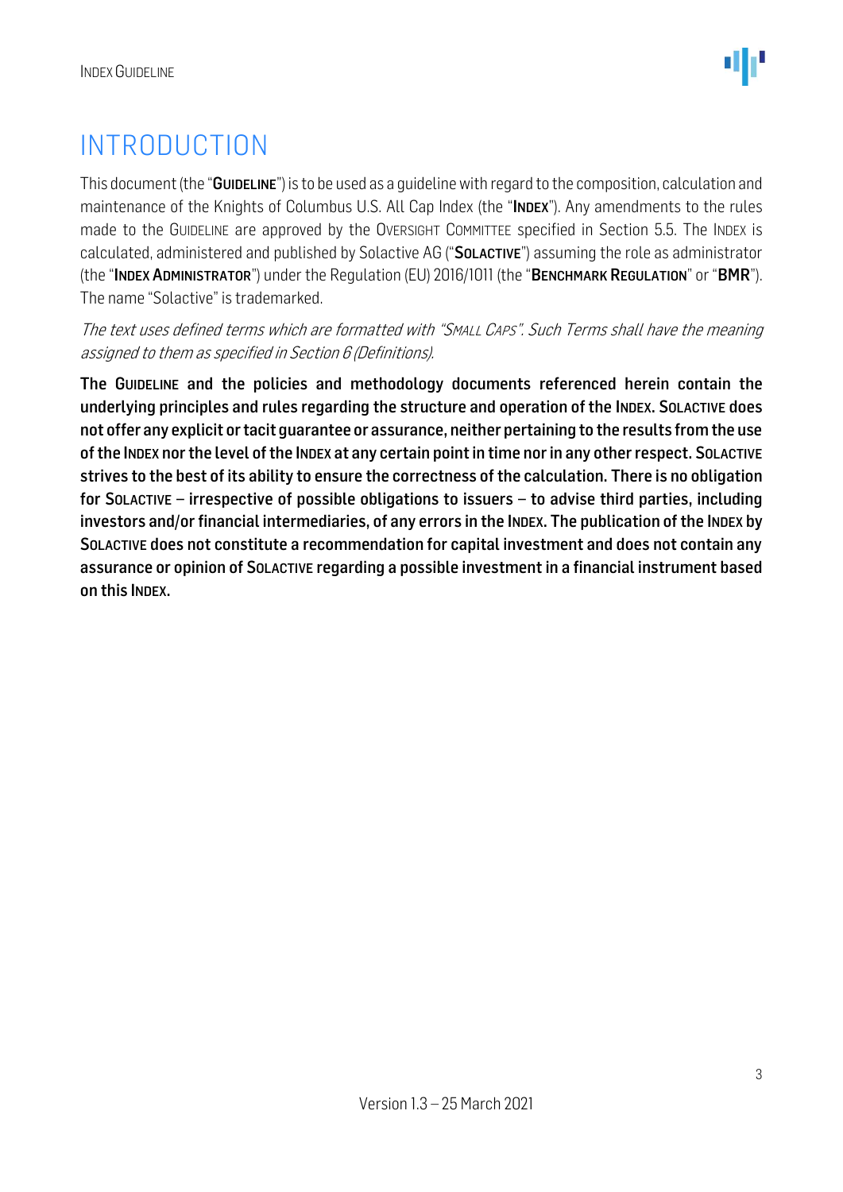# INTRODUCTION

This document (the "**GUIDELINE**") is to be used as a guideline with regard to the composition, calculation and maintenance of the Knights of Columbus U.S. All Cap Index (the "**INDEX**"). Any amendments to the rules made to the GUIDELINE are approved by the OVERSIGHT COMMITTEE specified in Section 5.5. The INDEX is calculated, administered and published by Solactive AG ("**SOLACTIVE**") assuming the role as administrator (the "**INDEX ADMINISTRATOR**") under the Regulation (EU) 2016/1011 (the "**BENCHMARK REGULATION**" or "**BMR**"). The name "Solactive" is trademarked.

*The text uses defined terms which are formatted with "SMALL CAPS". Such Terms shall have the meaning assigned to them as specified in Section 6 (Definitions).*

**The GUIDELINE and the policies and methodology documents referenced herein contain the underlying principles and rules regarding the structure and operation of the INDEX. SOLACTIVE does not offer any explicit or tacit guarantee or assurance, neither pertaining to the results from the use of the INDEX nor the level of the INDEX at any certain point in time nor in any other respect. SOLACTIVE strives to the best of its ability to ensure the correctness of the calculation. There is no obligation for SOLACTIVE – irrespective of possible obligations to issuers – to advise third parties, including investors and/or financial intermediaries, of any errors in the INDEX. The publication of the INDEX by SOLACTIVE does not constitute a recommendation for capital investment and does not contain any assurance or opinion of SOLACTIVE regarding a possible investment in a financial instrument based on this INDEX.**

Version 1.3 – 25 March 2021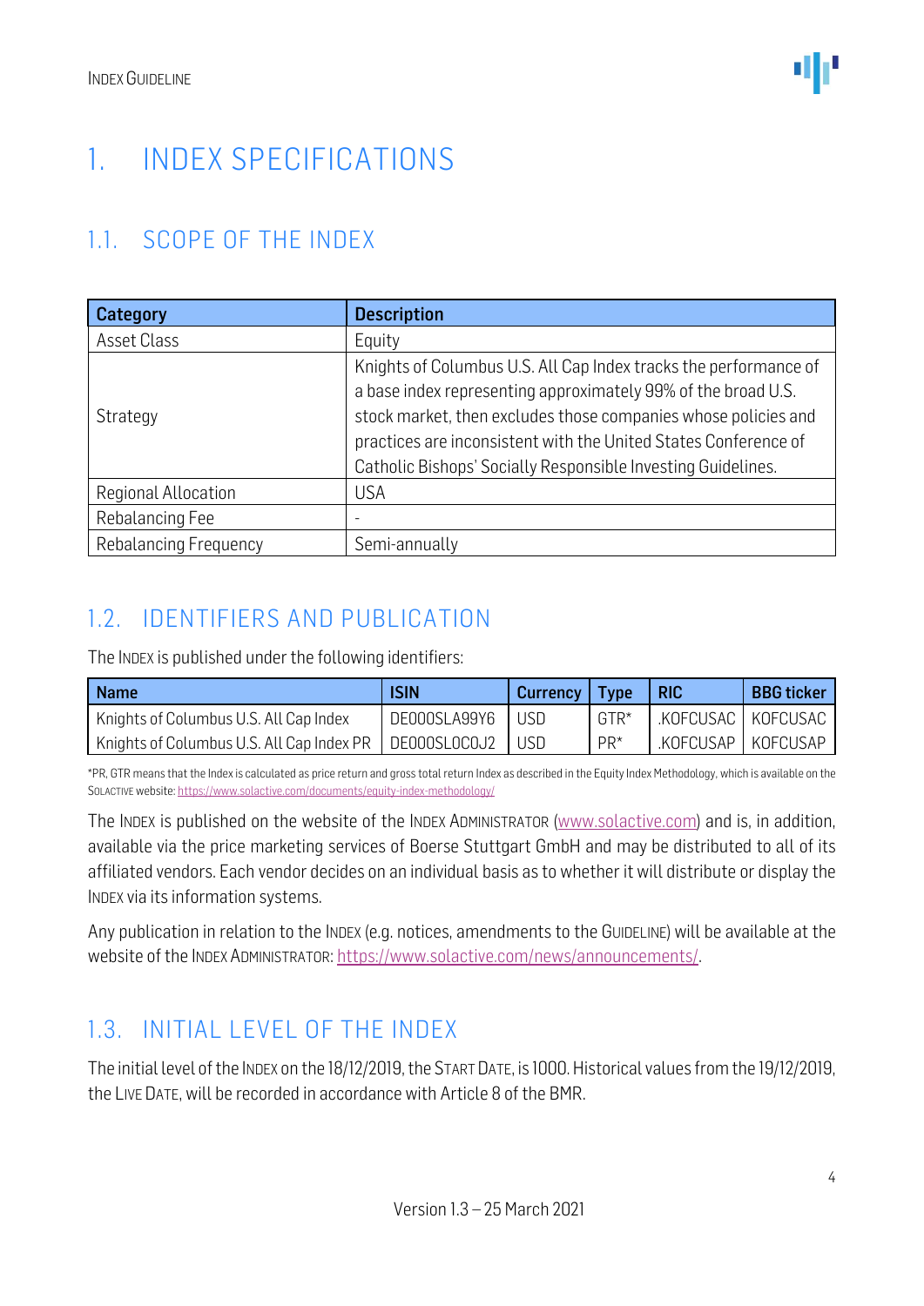# 1. INDEX SPECIFICATIONS

## 1.1. SCOPE OF THE INDEX

| Category | Description |
|---|---|
| Asset Class | Equity |
| Strategy | Knights of Columbus U.S. All Cap Index tracks the performance of a base index representing approximately 99% of the broad U.S. stock market, then excludes those companies whose policies and practices are inconsistent with the United States Conference of Catholic Bishops' Socially Responsible Investing Guidelines. |
| Regional Allocation | USA |
| Rebalancing Fee | - |
| Rebalancing Frequency | Semi-annually |

## 1.2. IDENTIFIERS AND PUBLICATION

The INDEX is published under the following identifiers:

| Name | ISIN | Currency | Type | RIC | BBG ticker |
|---|---|---|---|---|---|
| Knights of Columbus U.S. All Cap Index | DE000SLA99Y6 | USD | GTR* | .KOFCUSAC | KOFCUSAC |
| Knights of Columbus U.S. All Cap Index PR | DE000SL0C0J2 | USD | PR* | .KOFCUSAP | KOFCUSAP |

*PR, GTR means that the Index is calculated as price return and gross total return Index as described in the Equity Index Methodology, which is available on the SOLACTIVE website: https://www.solactive.com/documents/equity-index-methodology/

The INDEX is published on the website of the INDEX ADMINISTRATOR (www.solactive.com) and is, in addition, available via the price marketing services of Boerse Stuttgart GmbH and may be distributed to all of its affiliated vendors. Each vendor decides on an individual basis as to whether it will distribute or display the INDEX via its information systems.

Any publication in relation to the INDEX (e.g. notices, amendments to the GUIDELINE) will be available at the website of the INDEX ADMINISTRATOR: https://www.solactive.com/news/announcements/.

## 1.3. INITIAL LEVEL OF THE INDEX

The initial level of the INDEX on the 18/12/2019, the START DATE, is 1000. Historical values from the 19/12/2019, the LIVE DATE, will be recorded in accordance with Article 8 of the BMR.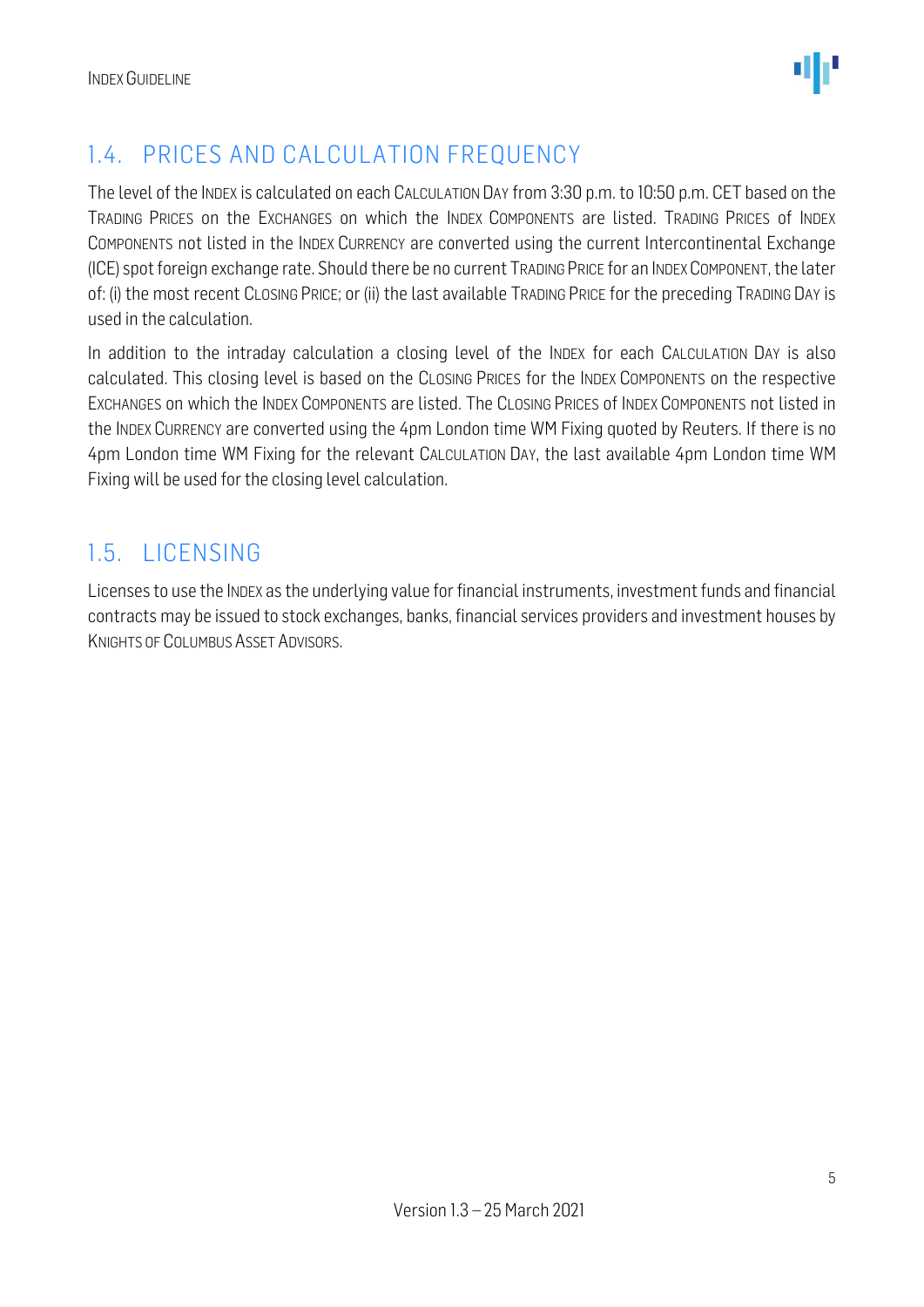## 1.4. PRICES AND CALCULATION FREQUENCY

The level of the INDEX is calculated on each CALCULATION DAY from 3:30 p.m. to 10:50 p.m. CET based on the TRADING PRICES on the EXCHANGES on which the INDEX COMPONENTS are listed. TRADING PRICES of INDEX COMPONENTS not listed in the INDEX CURRENCY are converted using the current Intercontinental Exchange (ICE) spot foreign exchange rate. Should there be no current TRADING PRICE for an INDEX COMPONENT, the later of: (i) the most recent CLOSING PRICE; or (ii) the last available TRADING PRICE for the preceding TRADING DAY is used in the calculation.

In addition to the intraday calculation a closing level of the INDEX for each CALCULATION DAY is also calculated. This closing level is based on the CLOSING PRICES for the INDEX COMPONENTS on the respective EXCHANGES on which the INDEX COMPONENTS are listed. The CLOSING PRICES of INDEX COMPONENTS not listed in the INDEX CURRENCY are converted using the 4pm London time WM Fixing quoted by Reuters. If there is no 4pm London time WM Fixing for the relevant CALCULATION DAY, the last available 4pm London time WM Fixing will be used for the closing level calculation.

## 1.5. LICENSING

Licenses to use the INDEX as the underlying value for financial instruments, investment funds and financial contracts may be issued to stock exchanges, banks, financial services providers and investment houses by KNIGHTS OF COLUMBUS ASSET ADVISORS.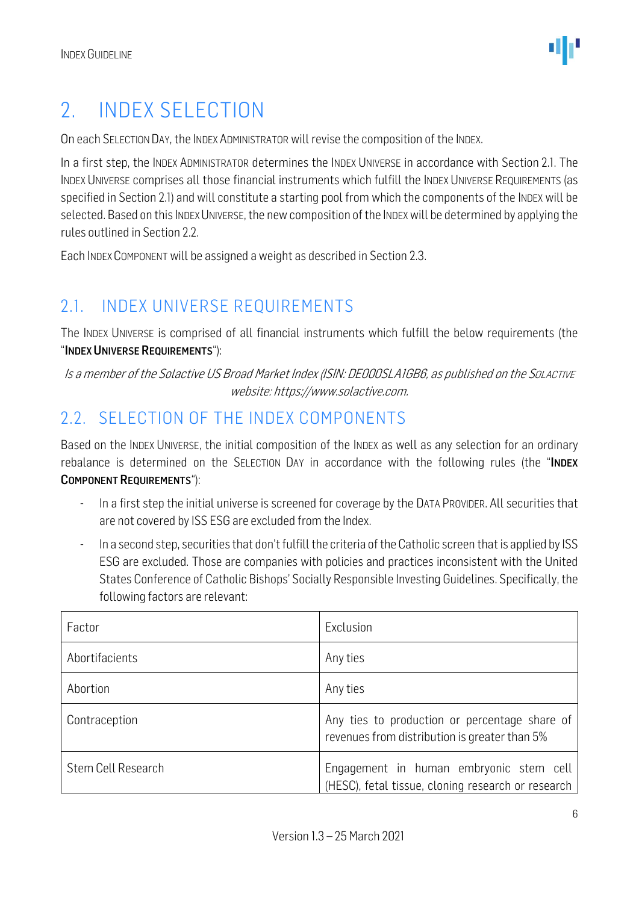# 2. INDEX SELECTION

On each SELECTION DAY, the INDEX ADMINISTRATOR will revise the composition of the INDEX.

In a first step, the INDEX ADMINISTRATOR determines the INDEX UNIVERSE in accordance with Section 2.1. The INDEX UNIVERSE comprises all those financial instruments which fulfill the INDEX UNIVERSE REQUIREMENTS (as specified in Section 2.1) and will constitute a starting pool from which the components of the INDEX will be selected. Based on this INDEX UNIVERSE, the new composition of the INDEX will be determined by applying the rules outlined in Section 2.2.

Each INDEX COMPONENT will be assigned a weight as described in Section 2.3.

## 2.1. INDEX UNIVERSE REQUIREMENTS

The INDEX UNIVERSE is comprised of all financial instruments which fulfill the below requirements (the "**INDEX UNIVERSE REQUIREMENTS**"):

*Is a member of the Solactive US Broad Market Index (ISIN: DE000SLA1GB6, as published on the SOLACTIVE website: https://www.solactive.com.*

## 2.2. SELECTION OF THE INDEX COMPONENTS

Based on the INDEX UNIVERSE, the initial composition of the INDEX as well as any selection for an ordinary rebalance is determined on the SELECTION DAY in accordance with the following rules (the "**INDEX COMPONENT REQUIREMENTS**"):

- In a first step the initial universe is screened for coverage by the DATA PROVIDER. All securities that are not covered by ISS ESG are excluded from the Index.
- In a second step, securities that don't fulfill the criteria of the Catholic screen that is applied by ISS ESG are excluded. Those are companies with policies and practices inconsistent with the United States Conference of Catholic Bishops' Socially Responsible Investing Guidelines. Specifically, the following factors are relevant:

| Factor | Exclusion |
|---|---|
| Abortifacients | Any ties |
| Abortion | Any ties |
| Contraception | Any ties to production or percentage share of revenues from distribution is greater than 5% |
| Stem Cell Research | Engagement in human embryonic stem cell (HESC), fetal tissue, cloning research or research |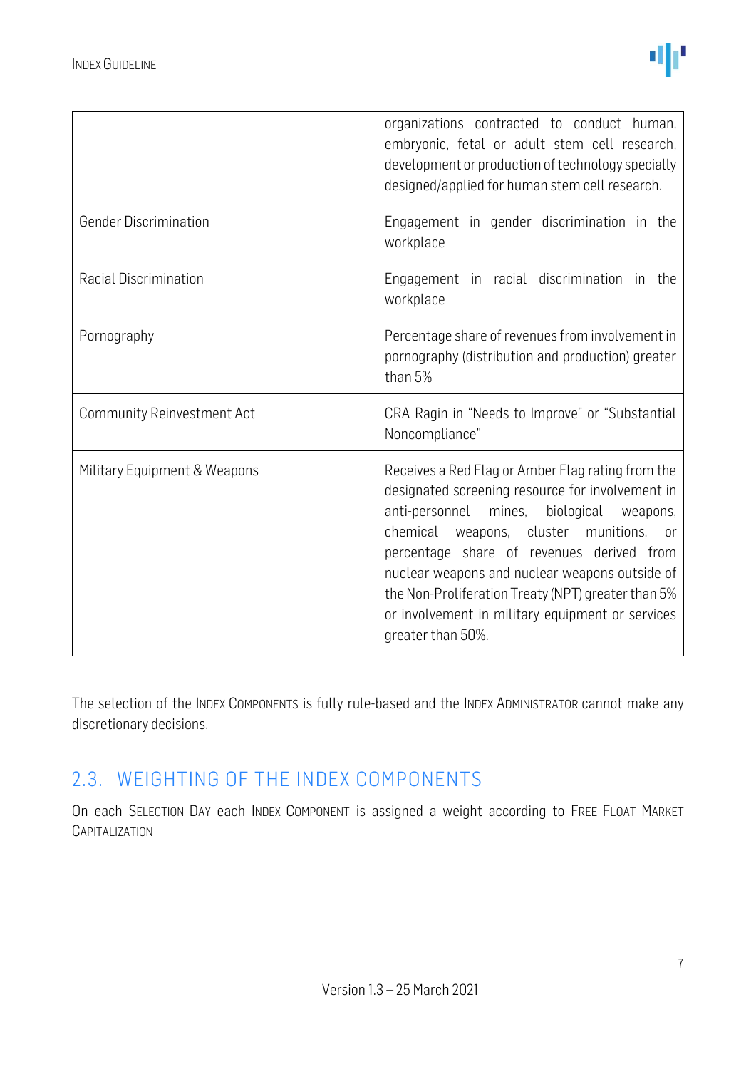|  |  |
| --- | --- |
|  | organizations contracted to conduct human, embryonic, fetal or adult stem cell research, development or production of technology specially designed/applied for human stem cell research. |
| Gender Discrimination | Engagement in gender discrimination in the workplace |
| Racial Discrimination | Engagement in racial discrimination in the workplace |
| Pornography | Percentage share of revenues from involvement in pornography (distribution and production) greater than 5% |
| Community Reinvestment Act | CRA Ragin in "Needs to Improve" or "Substantial Noncompliance" |
| Military Equipment & Weapons | Receives a Red Flag or Amber Flag rating from the designated screening resource for involvement in anti-personnel mines, biological weapons, chemical weapons, cluster munitions, or percentage share of revenues derived from nuclear weapons and nuclear weapons outside of the Non-Proliferation Treaty (NPT) greater than 5% or involvement in military equipment or services greater than 50%. |

The selection of the INDEX COMPONENTS is fully rule-based and the INDEX ADMINISTRATOR cannot make any discretionary decisions.

## 2.3. WEIGHTING OF THE INDEX COMPONENTS

On each SELECTION DAY each INDEX COMPONENT is assigned a weight according to FREE FLOAT MARKET CAPITALIZATION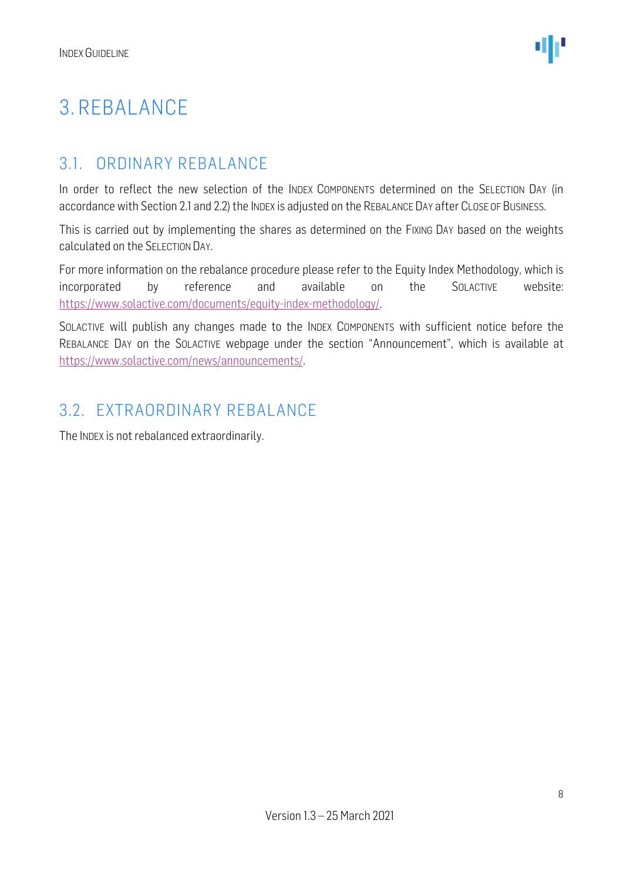# 3. REBALANCE

## 3.1. ORDINARY REBALANCE

In order to reflect the new selection of the INDEX COMPONENTS determined on the SELECTION DAY (in accordance with Section 2.1 and 2.2) the INDEX is adjusted on the REBALANCE DAY after CLOSE OF BUSINESS.

This is carried out by implementing the shares as determined on the FIXING DAY based on the weights calculated on the SELECTION DAY.

For more information on the rebalance procedure please refer to the Equity Index Methodology, which is incorporated by reference and available on the SOLACTIVE website: https://www.solactive.com/documents/equity-index-methodology/.

SOLACTIVE will publish any changes made to the INDEX COMPONENTS with sufficient notice before the REBALANCE DAY on the SOLACTIVE webpage under the section "Announcement", which is available at https://www.solactive.com/news/announcements/.

## 3.2. EXTRAORDINARY REBALANCE

The INDEX is not rebalanced extraordinarily.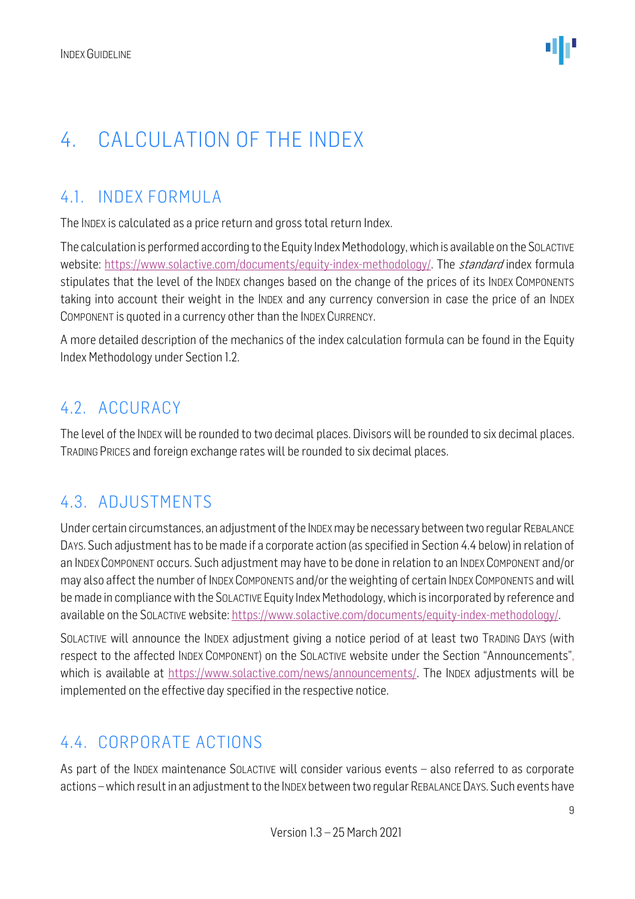# 4. CALCULATION OF THE INDEX

## 4.1. INDEX FORMULA

The INDEX is calculated as a price return and gross total return Index.

The calculation is performed according to the Equity Index Methodology, which is available on the SOLACTIVE website: https://www.solactive.com/documents/equity-index-methodology/. The *standard* index formula stipulates that the level of the INDEX changes based on the change of the prices of its INDEX COMPONENTS taking into account their weight in the INDEX and any currency conversion in case the price of an INDEX COMPONENT is quoted in a currency other than the INDEX CURRENCY.

A more detailed description of the mechanics of the index calculation formula can be found in the Equity Index Methodology under Section 1.2.

## 4.2. ACCURACY

The level of the INDEX will be rounded to two decimal places. Divisors will be rounded to six decimal places. TRADING PRICES and foreign exchange rates will be rounded to six decimal places.

## 4.3. ADJUSTMENTS

Under certain circumstances, an adjustment of the INDEX may be necessary between two regular REBALANCE DAYS. Such adjustment has to be made if a corporate action (as specified in Section 4.4 below) in relation of an INDEX COMPONENT occurs. Such adjustment may have to be done in relation to an INDEX COMPONENT and/or may also affect the number of INDEX COMPONENTS and/or the weighting of certain INDEX COMPONENTS and will be made in compliance with the SOLACTIVE Equity Index Methodology, which is incorporated by reference and available on the SOLACTIVE website: https://www.solactive.com/documents/equity-index-methodology/.

SOLACTIVE will announce the INDEX adjustment giving a notice period of at least two TRADING DAYS (with respect to the affected INDEX COMPONENT) on the SOLACTIVE website under the Section "Announcements", which is available at https://www.solactive.com/news/announcements/. The INDEX adjustments will be implemented on the effective day specified in the respective notice.

## 4.4. CORPORATE ACTIONS

As part of the INDEX maintenance SOLACTIVE will consider various events – also referred to as corporate actions – which result in an adjustment to the INDEX between two regular REBALANCE DAYS. Such events have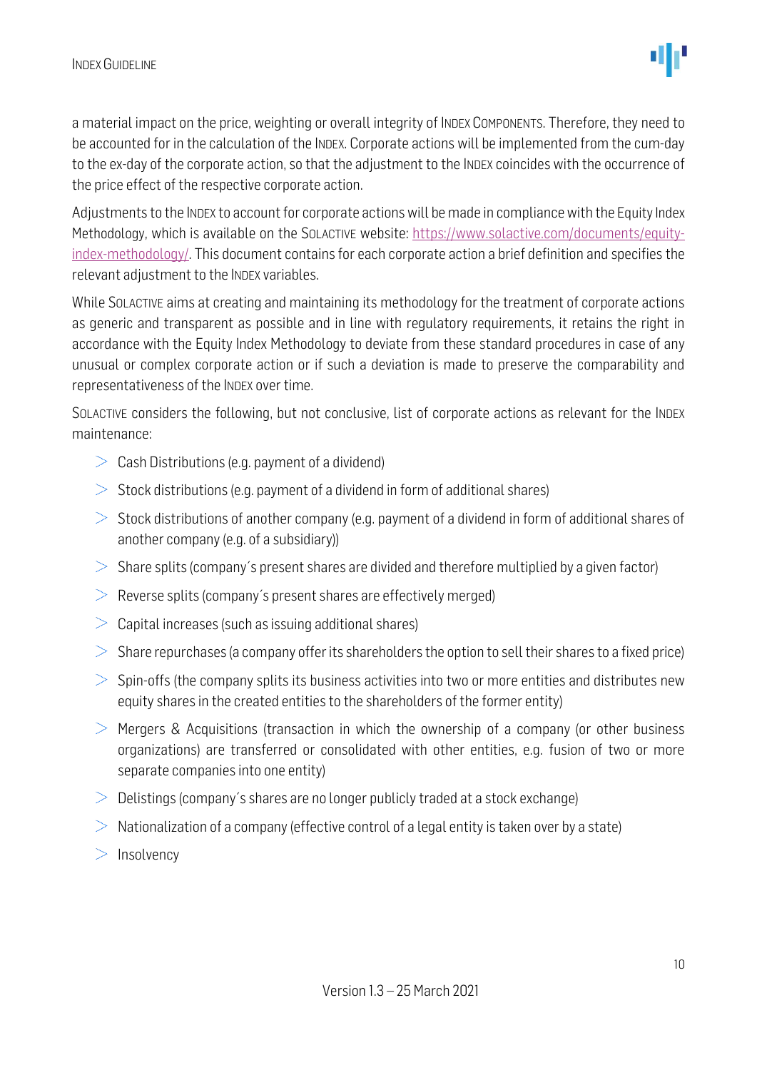a material impact on the price, weighting or overall integrity of INDEX COMPONENTS. Therefore, they need to be accounted for in the calculation of the INDEX. Corporate actions will be implemented from the cum-day to the ex-day of the corporate action, so that the adjustment to the INDEX coincides with the occurrence of the price effect of the respective corporate action.

Adjustments to the INDEX to account for corporate actions will be made in compliance with the Equity Index Methodology, which is available on the SOLACTIVE website: [https://www.solactive.com/documents/equity-index-methodology/](https://www.solactive.com/documents/equity-index-methodology/). This document contains for each corporate action a brief definition and specifies the relevant adjustment to the INDEX variables.

While SOLACTIVE aims at creating and maintaining its methodology for the treatment of corporate actions as generic and transparent as possible and in line with regulatory requirements, it retains the right in accordance with the Equity Index Methodology to deviate from these standard procedures in case of any unusual or complex corporate action or if such a deviation is made to preserve the comparability and representativeness of the INDEX over time.

SOLACTIVE considers the following, but not conclusive, list of corporate actions as relevant for the INDEX maintenance:

- Cash Distributions (e.g. payment of a dividend)
- Stock distributions (e.g. payment of a dividend in form of additional shares)
- Stock distributions of another company (e.g. payment of a dividend in form of additional shares of another company (e.g. of a subsidiary))
- Share splits (company´s present shares are divided and therefore multiplied by a given factor)
- Reverse splits (company´s present shares are effectively merged)
- Capital increases (such as issuing additional shares)
- Share repurchases (a company offer its shareholders the option to sell their shares to a fixed price)
- Spin-offs (the company splits its business activities into two or more entities and distributes new equity shares in the created entities to the shareholders of the former entity)
- Mergers & Acquisitions (transaction in which the ownership of a company (or other business organizations) are transferred or consolidated with other entities, e.g. fusion of two or more separate companies into one entity)
- Delistings (company´s shares are no longer publicly traded at a stock exchange)
- Nationalization of a company (effective control of a legal entity is taken over by a state)
- Insolvency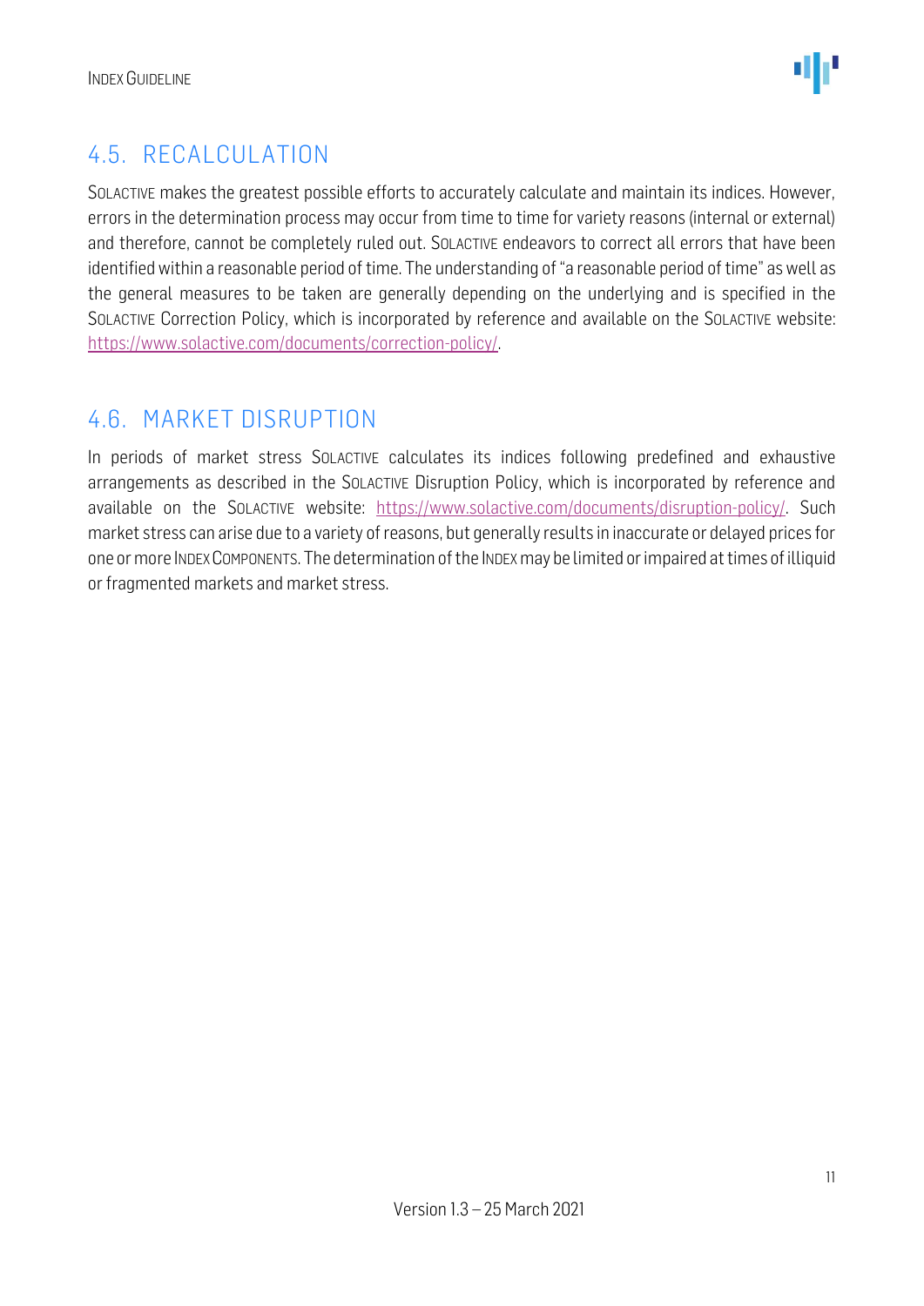## 4.5. RECALCULATION

SOLACTIVE makes the greatest possible efforts to accurately calculate and maintain its indices. However, errors in the determination process may occur from time to time for variety reasons (internal or external) and therefore, cannot be completely ruled out. SOLACTIVE endeavors to correct all errors that have been identified within a reasonable period of time. The understanding of "a reasonable period of time" as well as the general measures to be taken are generally depending on the underlying and is specified in the SOLACTIVE Correction Policy, which is incorporated by reference and available on the SOLACTIVE website: [https://www.solactive.com/documents/correction-policy/](https://www.solactive.com/documents/correction-policy/).

## 4.6. MARKET DISRUPTION

In periods of market stress SOLACTIVE calculates its indices following predefined and exhaustive arrangements as described in the SOLACTIVE Disruption Policy, which is incorporated by reference and available on the SOLACTIVE website: [https://www.solactive.com/documents/disruption-policy/](https://www.solactive.com/documents/disruption-policy/). Such market stress can arise due to a variety of reasons, but generally results in inaccurate or delayed prices for one or more INDEX COMPONENTS. The determination of the INDEX may be limited or impaired at times of illiquid or fragmented markets and market stress.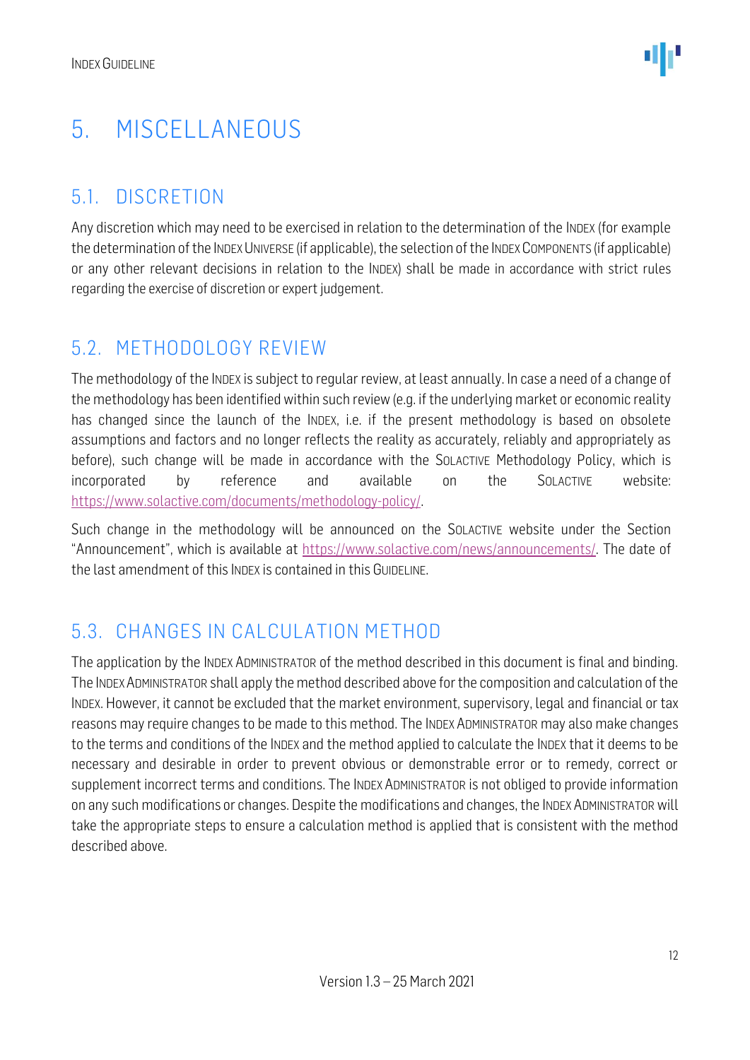# 5. MISCELLANEOUS

## 5.1. DISCRETION

Any discretion which may need to be exercised in relation to the determination of the INDEX (for example the determination of the INDEX UNIVERSE (if applicable), the selection of the INDEX COMPONENTS (if applicable) or any other relevant decisions in relation to the INDEX) shall be made in accordance with strict rules regarding the exercise of discretion or expert judgement.

## 5.2. METHODOLOGY REVIEW

The methodology of the INDEX is subject to regular review, at least annually. In case a need of a change of the methodology has been identified within such review (e.g. if the underlying market or economic reality has changed since the launch of the INDEX, i.e. if the present methodology is based on obsolete assumptions and factors and no longer reflects the reality as accurately, reliably and appropriately as before), such change will be made in accordance with the SOLACTIVE Methodology Policy, which is incorporated by reference and available on the SOLACTIVE website: https://www.solactive.com/documents/methodology-policy/.

Such change in the methodology will be announced on the SOLACTIVE website under the Section "Announcement", which is available at https://www.solactive.com/news/announcements/. The date of the last amendment of this INDEX is contained in this GUIDELINE.

## 5.3. CHANGES IN CALCULATION METHOD

The application by the INDEX ADMINISTRATOR of the method described in this document is final and binding. The INDEX ADMINISTRATOR shall apply the method described above for the composition and calculation of the INDEX. However, it cannot be excluded that the market environment, supervisory, legal and financial or tax reasons may require changes to be made to this method. The INDEX ADMINISTRATOR may also make changes to the terms and conditions of the INDEX and the method applied to calculate the INDEX that it deems to be necessary and desirable in order to prevent obvious or demonstrable error or to remedy, correct or supplement incorrect terms and conditions. The INDEX ADMINISTRATOR is not obliged to provide information on any such modifications or changes. Despite the modifications and changes, the INDEX ADMINISTRATOR will take the appropriate steps to ensure a calculation method is applied that is consistent with the method described above.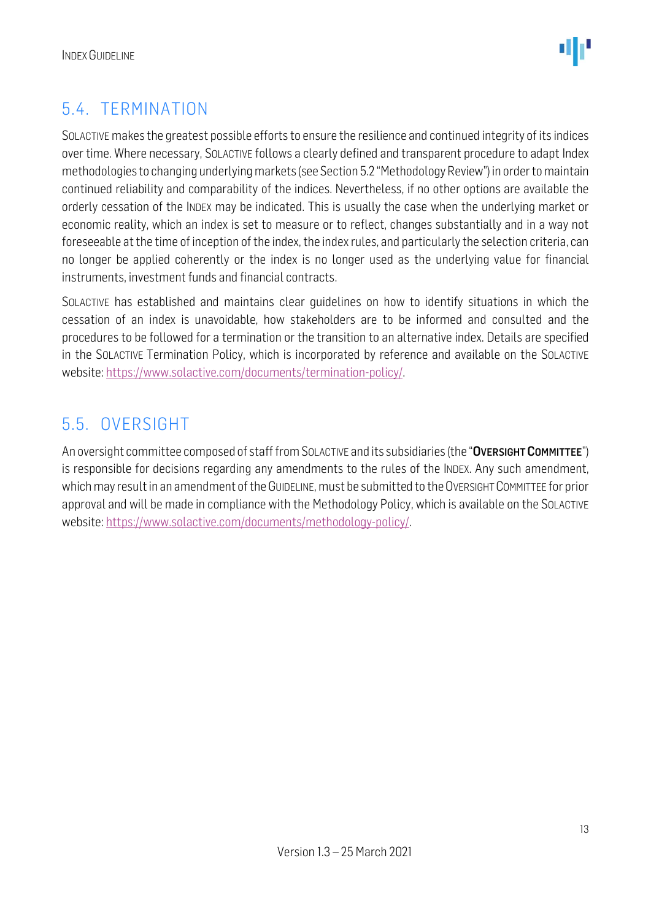## 5.4. TERMINATION

SOLACTIVE makes the greatest possible efforts to ensure the resilience and continued integrity of its indices over time. Where necessary, SOLACTIVE follows a clearly defined and transparent procedure to adapt Index methodologies to changing underlying markets (see Section 5.2 "Methodology Review") in order to maintain continued reliability and comparability of the indices. Nevertheless, if no other options are available the orderly cessation of the INDEX may be indicated. This is usually the case when the underlying market or economic reality, which an index is set to measure or to reflect, changes substantially and in a way not foreseeable at the time of inception of the index, the index rules, and particularly the selection criteria, can no longer be applied coherently or the index is no longer used as the underlying value for financial instruments, investment funds and financial contracts.

SOLACTIVE has established and maintains clear guidelines on how to identify situations in which the cessation of an index is unavoidable, how stakeholders are to be informed and consulted and the procedures to be followed for a termination or the transition to an alternative index. Details are specified in the SOLACTIVE Termination Policy, which is incorporated by reference and available on the SOLACTIVE website: https://www.solactive.com/documents/termination-policy/.

## 5.5. OVERSIGHT

An oversight committee composed of staff from SOLACTIVE and its subsidiaries (the "**OVERSIGHT COMMITTEE**") is responsible for decisions regarding any amendments to the rules of the INDEX. Any such amendment, which may result in an amendment of the GUIDELINE, must be submitted to the OVERSIGHT COMMITTEE for prior approval and will be made in compliance with the Methodology Policy, which is available on the SOLACTIVE website: https://www.solactive.com/documents/methodology-policy/.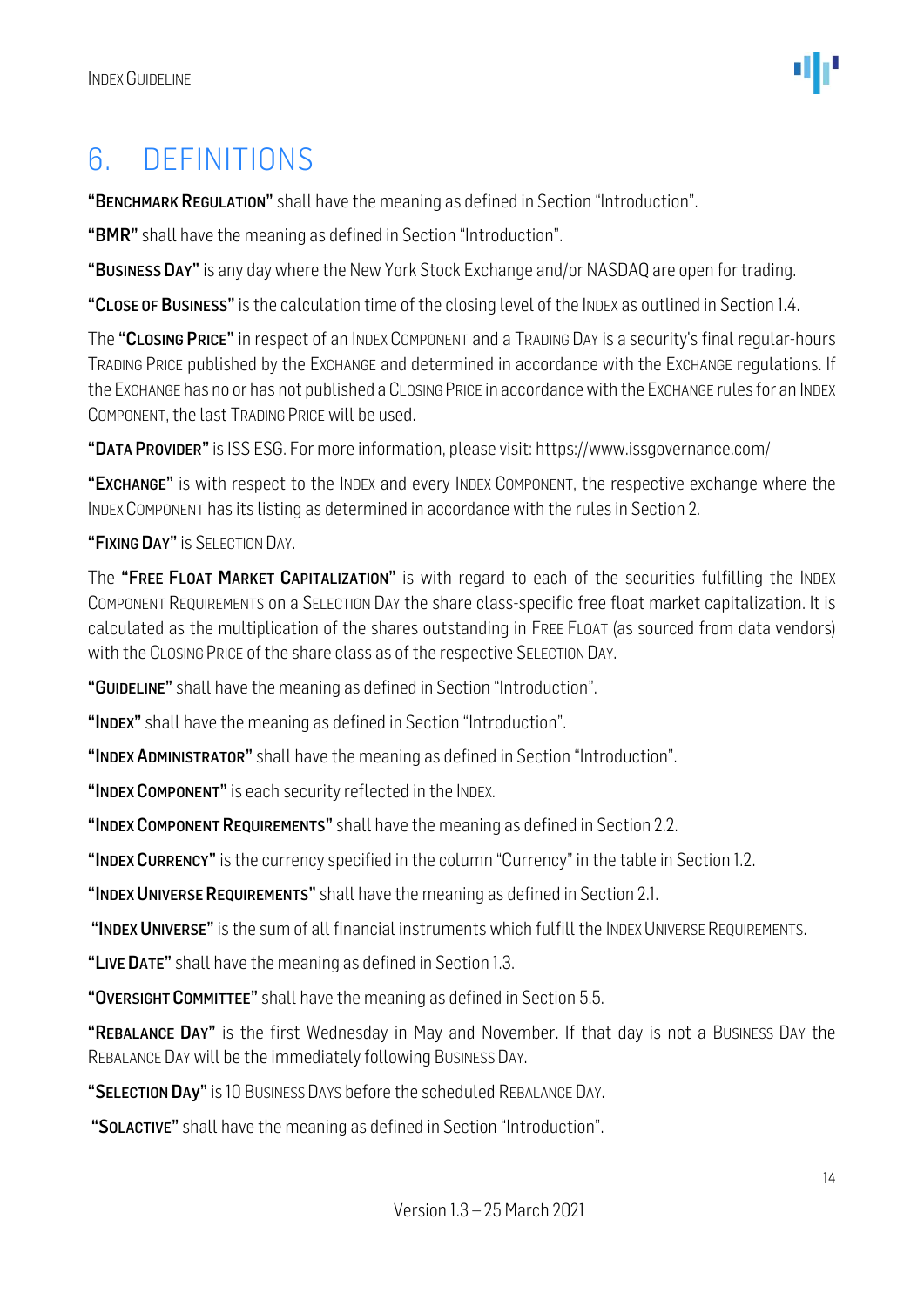# 6. DEFINITIONS

**"BENCHMARK REGULATION"** shall have the meaning as defined in Section "Introduction".

**"BMR"** shall have the meaning as defined in Section "Introduction".

**"BUSINESS DAY"** is any day where the New York Stock Exchange and/or NASDAQ are open for trading.

**"CLOSE OF BUSINESS"** is the calculation time of the closing level of the INDEX as outlined in Section 1.4.

The **"CLOSING PRICE"** in respect of an INDEX COMPONENT and a TRADING DAY is a security's final regular-hours TRADING PRICE published by the EXCHANGE and determined in accordance with the EXCHANGE regulations. If the EXCHANGE has no or has not published a CLOSING PRICE in accordance with the EXCHANGE rules for an INDEX COMPONENT, the last TRADING PRICE will be used.

**"DATA PROVIDER"** is ISS ESG. For more information, please visit: https://www.issgovernance.com/

**"EXCHANGE"** is with respect to the INDEX and every INDEX COMPONENT, the respective exchange where the INDEX COMPONENT has its listing as determined in accordance with the rules in Section 2.

**"FIXING DAY"** is SELECTION DAY.

The **"FREE FLOAT MARKET CAPITALIZATION"** is with regard to each of the securities fulfilling the INDEX COMPONENT REQUIREMENTS on a SELECTION DAY the share class-specific free float market capitalization. It is calculated as the multiplication of the shares outstanding in FREE FLOAT (as sourced from data vendors) with the CLOSING PRICE of the share class as of the respective SELECTION DAY.

**"GUIDELINE"** shall have the meaning as defined in Section "Introduction".

**"INDEX"** shall have the meaning as defined in Section "Introduction".

**"INDEX ADMINISTRATOR"** shall have the meaning as defined in Section "Introduction".

**"INDEX COMPONENT"** is each security reflected in the INDEX.

**"INDEX COMPONENT REQUIREMENTS"** shall have the meaning as defined in Section 2.2.

**"INDEX CURRENCY"** is the currency specified in the column "Currency" in the table in Section 1.2.

**"INDEX UNIVERSE REQUIREMENTS"** shall have the meaning as defined in Section 2.1.

**"INDEX UNIVERSE"** is the sum of all financial instruments which fulfill the INDEX UNIVERSE REQUIREMENTS.

**"LIVE DATE"** shall have the meaning as defined in Section 1.3.

**"OVERSIGHT COMMITTEE"** shall have the meaning as defined in Section 5.5.

**"REBALANCE DAY"** is the first Wednesday in May and November. If that day is not a BUSINESS DAY the REBALANCE DAY will be the immediately following BUSINESS DAY.

**"SELECTION DAY"** is 10 BUSINESS DAYS before the scheduled REBALANCE DAY.

**"SOLACTIVE"** shall have the meaning as defined in Section "Introduction".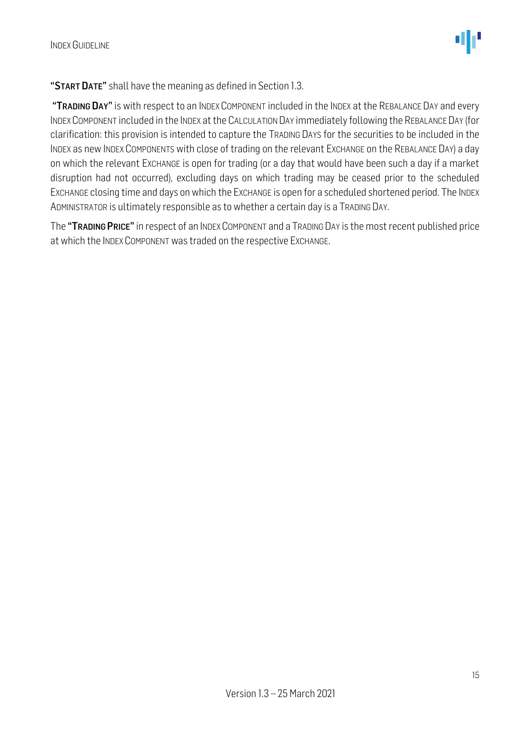"**START DATE**" shall have the meaning as defined in Section 1.3.

"**TRADING DAY**" is with respect to an INDEX COMPONENT included in the INDEX at the REBALANCE DAY and every INDEX COMPONENT included in the INDEX at the CALCULATION DAY immediately following the REBALANCE DAY (for clarification: this provision is intended to capture the TRADING DAYS for the securities to be included in the INDEX as new INDEX COMPONENTS with close of trading on the relevant EXCHANGE on the REBALANCE DAY) a day on which the relevant EXCHANGE is open for trading (or a day that would have been such a day if a market disruption had not occurred), excluding days on which trading may be ceased prior to the scheduled EXCHANGE closing time and days on which the EXCHANGE is open for a scheduled shortened period. The INDEX ADMINISTRATOR is ultimately responsible as to whether a certain day is a TRADING DAY.

The "**TRADING PRICE**" in respect of an INDEX COMPONENT and a TRADING DAY is the most recent published price at which the INDEX COMPONENT was traded on the respective EXCHANGE.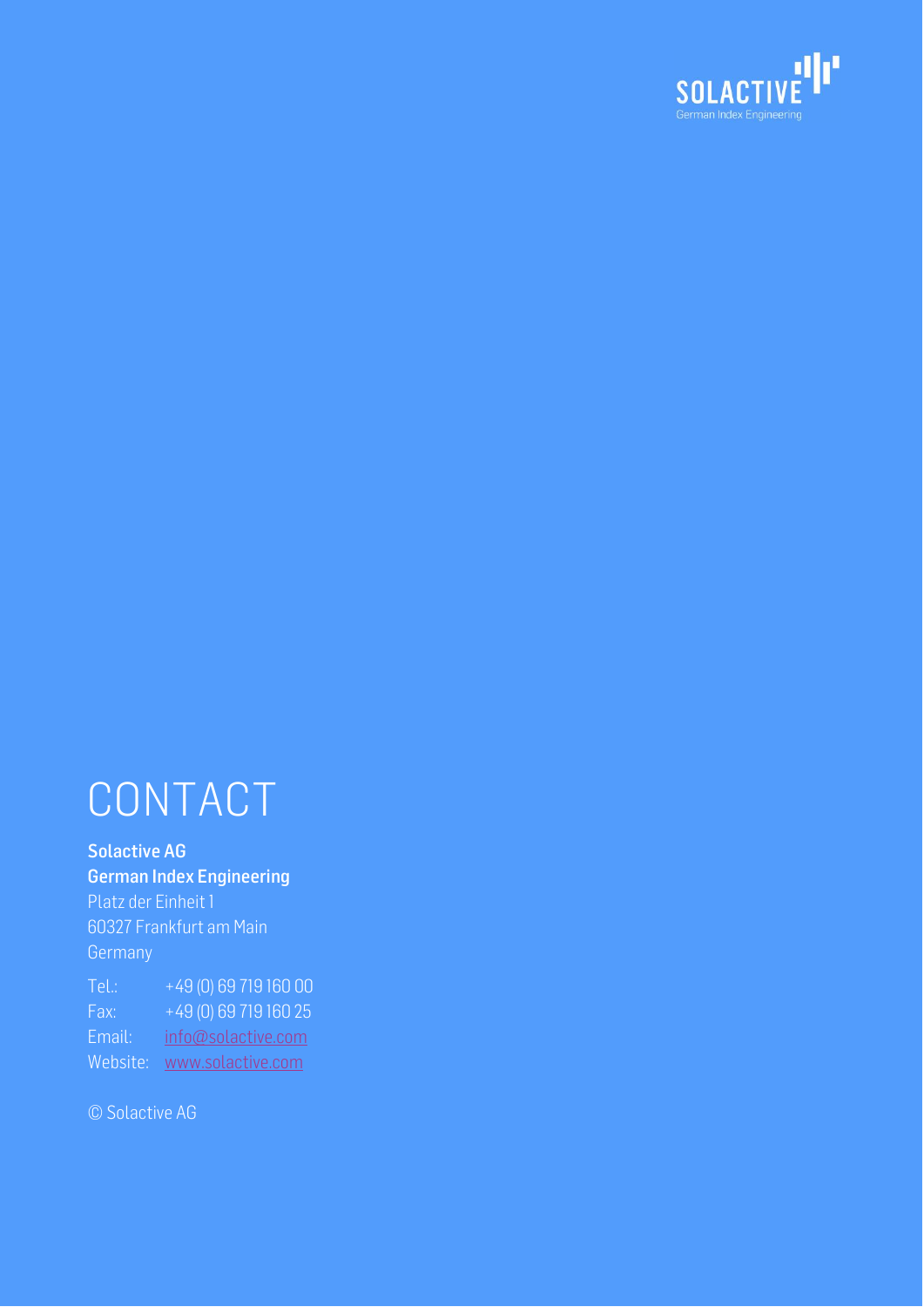SOLACTIVE
German Index Engineering

# CONTACT

**Solactive AG**
**German Index Engineering**
Platz der Einheit 1
60327 Frankfurt am Main
Germany

Tel.: +49 (0) 69 719 160 00
Fax: +49 (0) 69 719 160 25
Email: info@solactive.com
Website: www.solactive.com

© Solactive AG